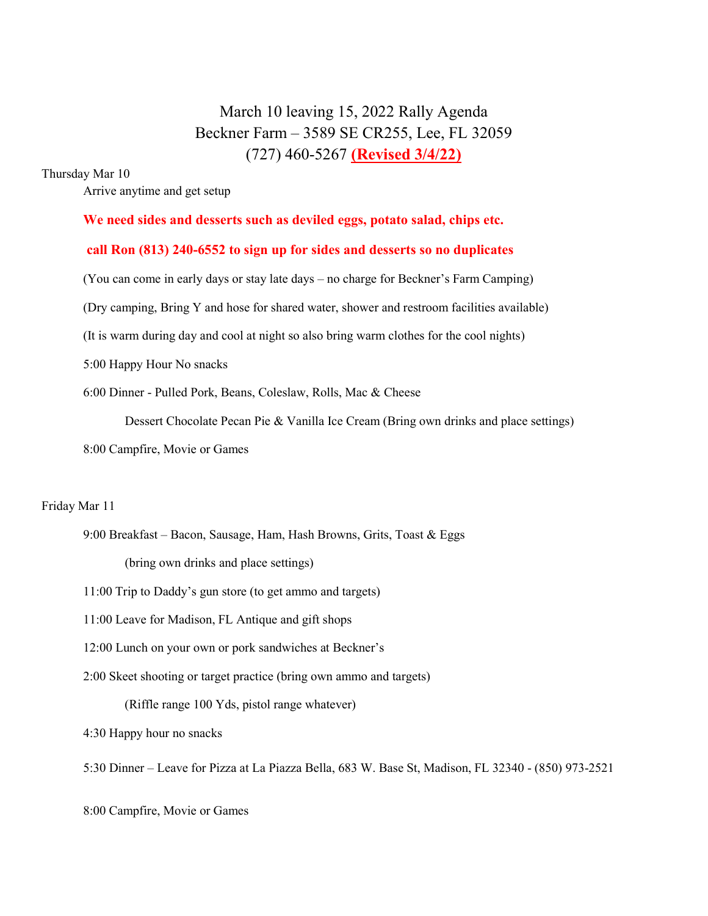March 10 leaving 15, 2022 Rally Agenda
Beckner Farm – 3589 SE CR255, Lee, FL 32059
(727) 460-5267 **(Revised 3/4/22)**

Thursday Mar 10

Arrive anytime and get setup

**We need sides and desserts such as deviled eggs, potato salad, chips etc.**

**call Ron (813) 240-6552 to sign up for sides and desserts so no duplicates**

(You can come in early days or stay late days – no charge for Beckner's Farm Camping)

(Dry camping, Bring Y and hose for shared water, shower and restroom facilities available)

(It is warm during day and cool at night so also bring warm clothes for the cool nights)

5:00 Happy Hour No snacks

6:00 Dinner - Pulled Pork, Beans, Coleslaw, Rolls, Mac & Cheese

Dessert Chocolate Pecan Pie & Vanilla Ice Cream (Bring own drinks and place settings)

8:00 Campfire, Movie or Games

Friday Mar 11

9:00 Breakfast – Bacon, Sausage, Ham, Hash Browns, Grits, Toast & Eggs

(bring own drinks and place settings)

11:00 Trip to Daddy's gun store (to get ammo and targets)

11:00 Leave for Madison, FL Antique and gift shops

12:00 Lunch on your own or pork sandwiches at Beckner's

2:00 Skeet shooting or target practice (bring own ammo and targets)

(Riffle range 100 Yds, pistol range whatever)

4:30 Happy hour no snacks

5:30 Dinner – Leave for Pizza at La Piazza Bella, 683 W. Base St, Madison, FL 32340 - (850) 973-2521

8:00 Campfire, Movie or Games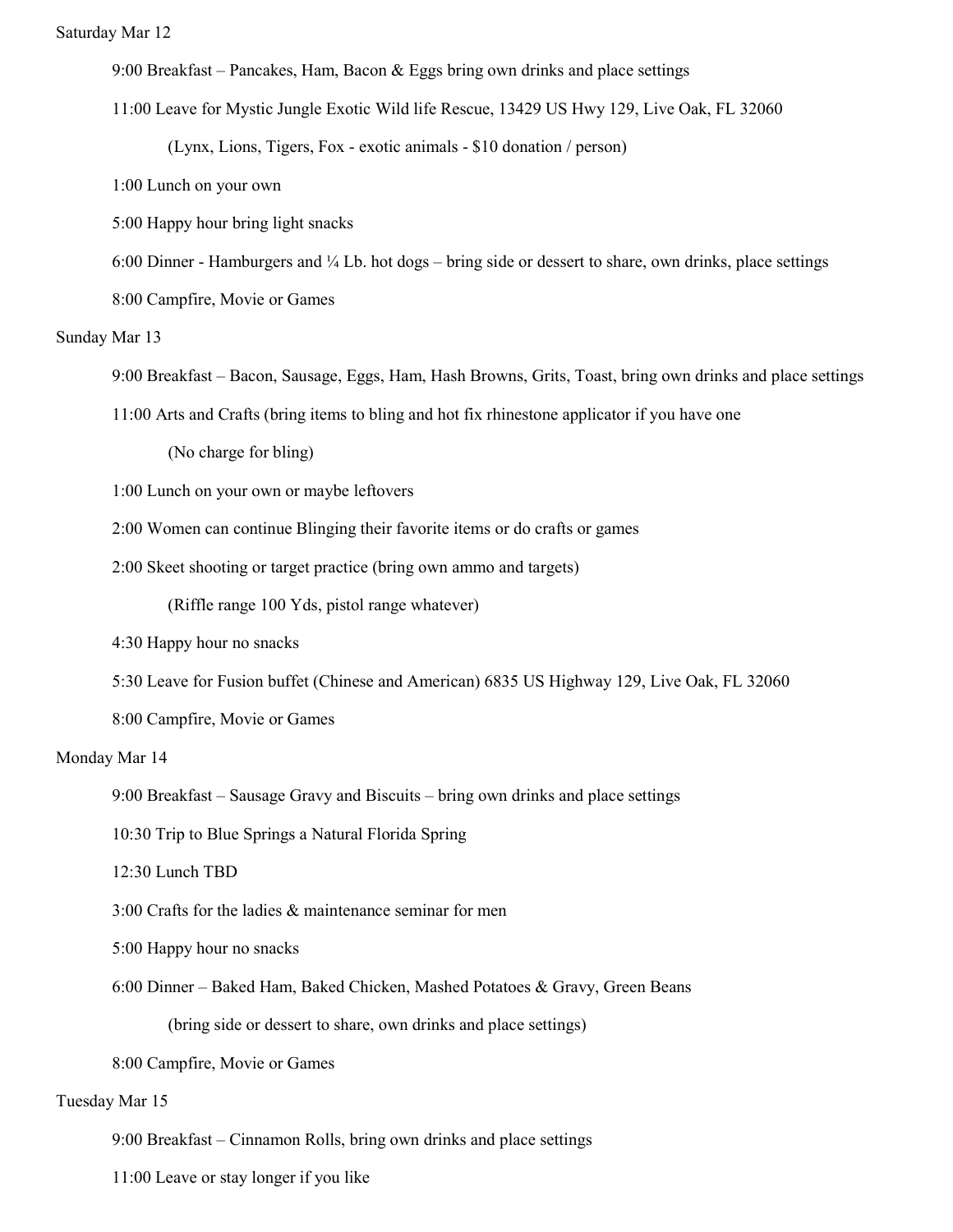Saturday Mar 12

- 9:00 Breakfast – Pancakes, Ham, Bacon & Eggs bring own drinks and place settings
- 11:00 Leave for Mystic Jungle Exotic Wild life Rescue, 13429 US Hwy 129, Live Oak, FL 32060
  - (Lynx, Lions, Tigers, Fox - exotic animals - $10 donation / person)
- 1:00 Lunch on your own
- 5:00 Happy hour bring light snacks
- 6:00 Dinner - Hamburgers and ¼ Lb. hot dogs – bring side or dessert to share, own drinks, place settings
- 8:00 Campfire, Movie or Games

Sunday Mar 13

- 9:00 Breakfast – Bacon, Sausage, Eggs, Ham, Hash Browns, Grits, Toast, bring own drinks and place settings
- 11:00 Arts and Crafts (bring items to bling and hot fix rhinestone applicator if you have one
  - (No charge for bling)
- 1:00 Lunch on your own or maybe leftovers
- 2:00 Women can continue Blinging their favorite items or do crafts or games
- 2:00 Skeet shooting or target practice (bring own ammo and targets)
  - (Riffle range 100 Yds, pistol range whatever)
- 4:30 Happy hour no snacks
- 5:30 Leave for Fusion buffet (Chinese and American) 6835 US Highway 129, Live Oak, FL 32060
- 8:00 Campfire, Movie or Games

Monday Mar 14

- 9:00 Breakfast – Sausage Gravy and Biscuits – bring own drinks and place settings
- 10:30 Trip to Blue Springs a Natural Florida Spring
- 12:30 Lunch TBD
- 3:00 Crafts for the ladies & maintenance seminar for men
- 5:00 Happy hour no snacks
- 6:00 Dinner – Baked Ham, Baked Chicken, Mashed Potatoes & Gravy, Green Beans
  - (bring side or dessert to share, own drinks and place settings)
- 8:00 Campfire, Movie or Games

Tuesday Mar 15

- 9:00 Breakfast – Cinnamon Rolls, bring own drinks and place settings
- 11:00 Leave or stay longer if you like